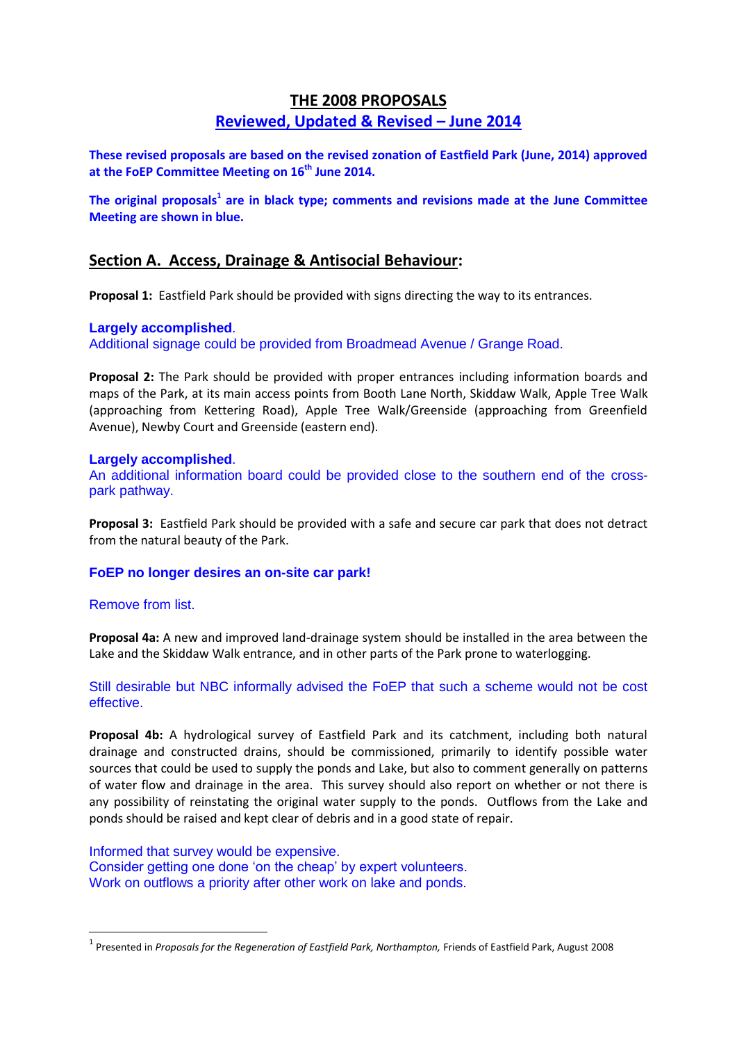# THE 2008 PROPOSALS

## Reviewed, Updated & Revised – June 2014

**These revised proposals are based on the revised zonation of Eastfield Park (June, 2014) approved at the FoEP Committee Meeting on 16th June 2014.**

**The original proposals[1] are in black type; comments and revisions made at the June Committee Meeting are shown in blue.**

## Section A. Access, Drainage & Antisocial Behaviour:

**Proposal 1:** Eastfield Park should be provided with signs directing the way to its entrances.

**Largely accomplished**.
Additional signage could be provided from Broadmead Avenue / Grange Road.

**Proposal 2:** The Park should be provided with proper entrances including information boards and maps of the Park, at its main access points from Booth Lane North, Skiddaw Walk, Apple Tree Walk (approaching from Kettering Road), Apple Tree Walk/Greenside (approaching from Greenfield Avenue), Newby Court and Greenside (eastern end).

**Largely accomplished**.
An additional information board could be provided close to the southern end of the cross-park pathway.

**Proposal 3:** Eastfield Park should be provided with a safe and secure car park that does not detract from the natural beauty of the Park.

**FoEP no longer desires an on-site car park!**

Remove from list.

**Proposal 4a:** A new and improved land-drainage system should be installed in the area between the Lake and the Skiddaw Walk entrance, and in other parts of the Park prone to waterlogging.

Still desirable but NBC informally advised the FoEP that such a scheme would not be cost effective.

**Proposal 4b:** A hydrological survey of Eastfield Park and its catchment, including both natural drainage and constructed drains, should be commissioned, primarily to identify possible water sources that could be used to supply the ponds and Lake, but also to comment generally on patterns of water flow and drainage in the area. This survey should also report on whether or not there is any possibility of reinstating the original water supply to the ponds. Outflows from the Lake and ponds should be raised and kept clear of debris and in a good state of repair.

Informed that survey would be expensive.
Consider getting one done 'on the cheap' by expert volunteers.
Work on outflows a priority after other work on lake and ponds.

---

[1] Presented in *Proposals for the Regeneration of Eastfield Park, Northampton,* Friends of Eastfield Park, August 2008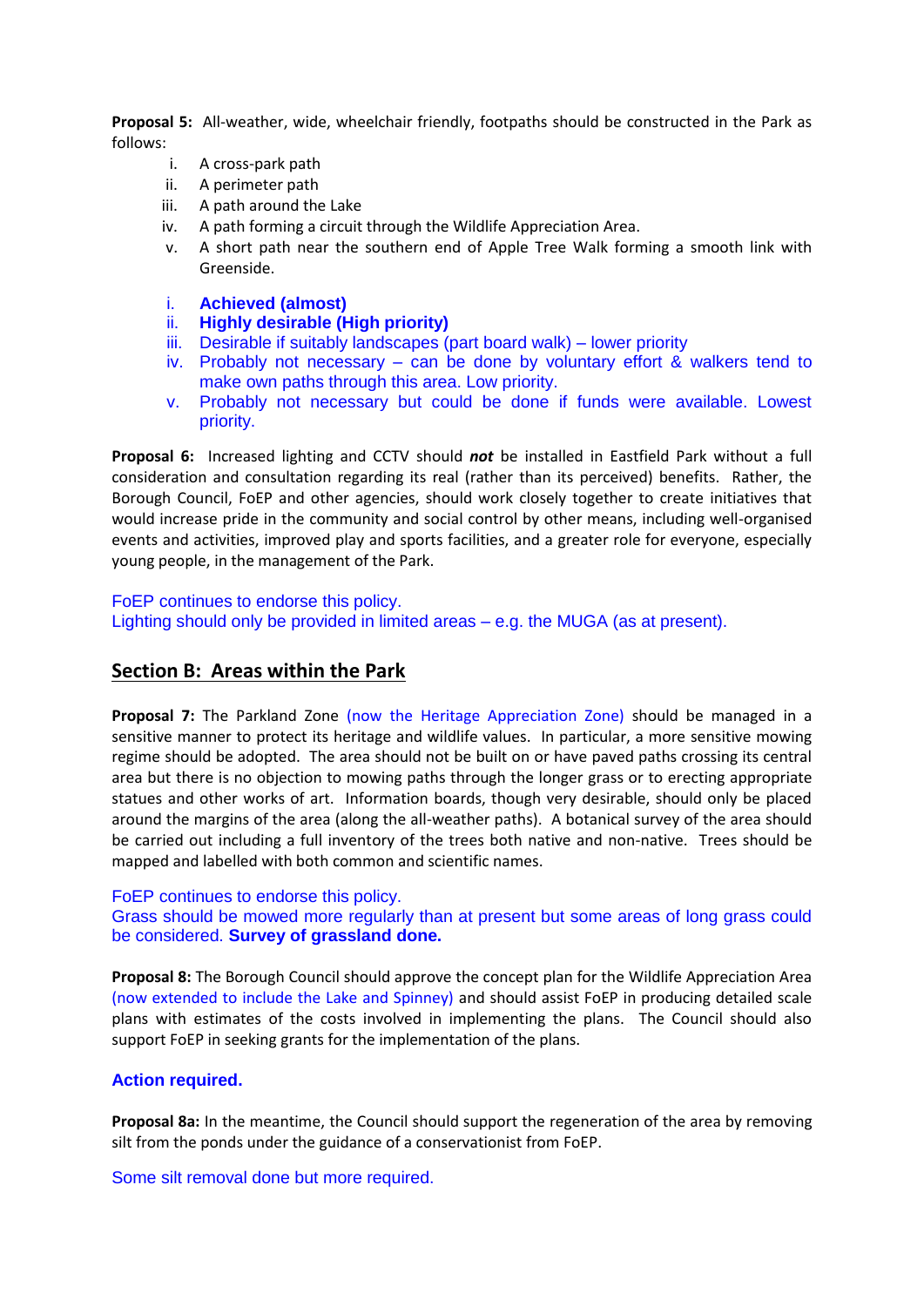**Proposal 5:** All-weather, wide, wheelchair friendly, footpaths should be constructed in the Park as follows:

i. A cross-park path
ii. A perimeter path
iii. A path around the Lake
iv. A path forming a circuit through the Wildlife Appreciation Area.
v. A short path near the southern end of Apple Tree Walk forming a smooth link with Greenside.

i. **Achieved (almost)**
ii. **Highly desirable (High priority)**
iii. Desirable if suitably landscapes (part board walk) – lower priority
iv. Probably not necessary – can be done by voluntary effort & walkers tend to make own paths through this area. Low priority.
v. Probably not necessary but could be done if funds were available. Lowest priority.

**Proposal 6:** Increased lighting and CCTV should ***not*** be installed in Eastfield Park without a full consideration and consultation regarding its real (rather than its perceived) benefits. Rather, the Borough Council, FoEP and other agencies, should work closely together to create initiatives that would increase pride in the community and social control by other means, including well-organised events and activities, improved play and sports facilities, and a greater role for everyone, especially young people, in the management of the Park.

FoEP continues to endorse this policy.
Lighting should only be provided in limited areas – e.g. the MUGA (as at present).

## Section B: Areas within the Park

**Proposal 7:** The Parkland Zone (now the Heritage Appreciation Zone) should be managed in a sensitive manner to protect its heritage and wildlife values. In particular, a more sensitive mowing regime should be adopted. The area should not be built on or have paved paths crossing its central area but there is no objection to mowing paths through the longer grass or to erecting appropriate statues and other works of art. Information boards, though very desirable, should only be placed around the margins of the area (along the all-weather paths). A botanical survey of the area should be carried out including a full inventory of the trees both native and non-native. Trees should be mapped and labelled with both common and scientific names.

FoEP continues to endorse this policy.
Grass should be mowed more regularly than at present but some areas of long grass could be considered. **Survey of grassland done.**

**Proposal 8:** The Borough Council should approve the concept plan for the Wildlife Appreciation Area (now extended to include the Lake and Spinney) and should assist FoEP in producing detailed scale plans with estimates of the costs involved in implementing the plans. The Council should also support FoEP in seeking grants for the implementation of the plans.

**Action required.**

**Proposal 8a:** In the meantime, the Council should support the regeneration of the area by removing silt from the ponds under the guidance of a conservationist from FoEP.

Some silt removal done but more required.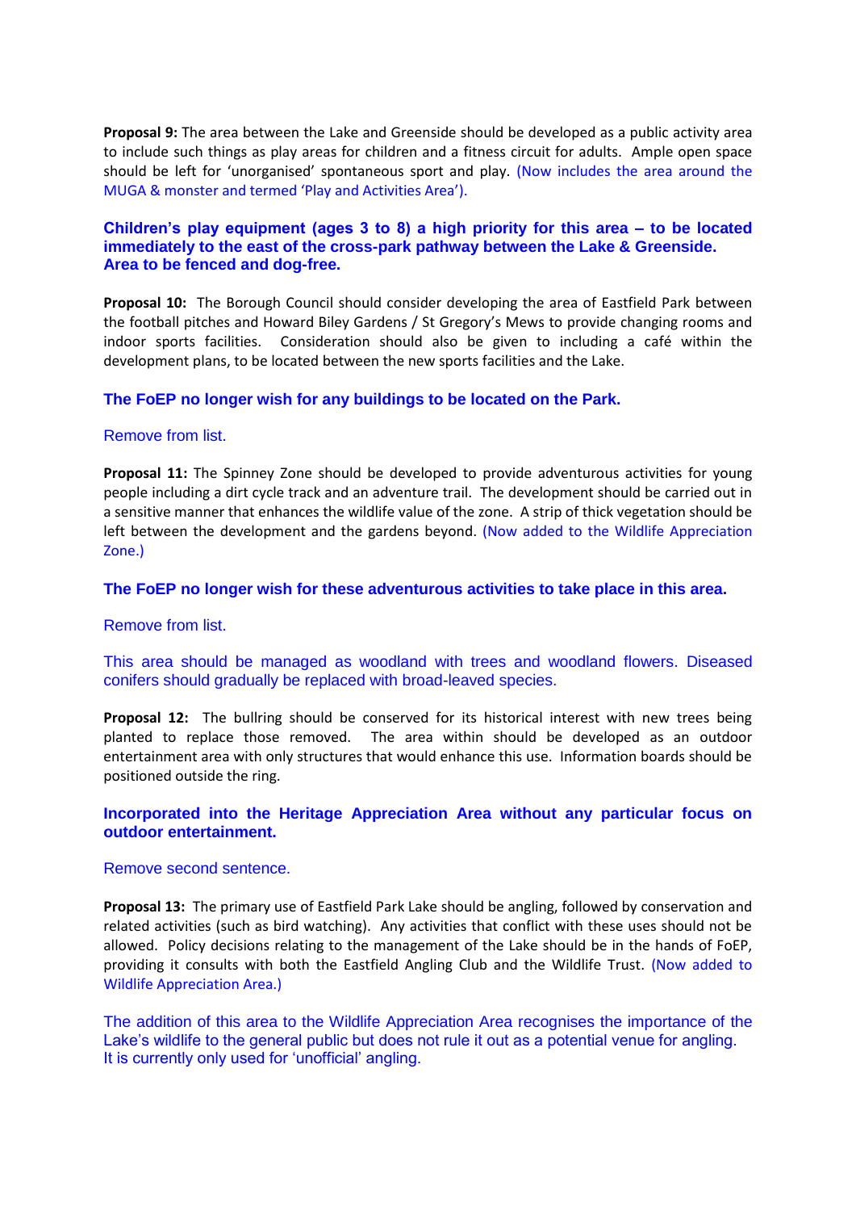**Proposal 9:** The area between the Lake and Greenside should be developed as a public activity area to include such things as play areas for children and a fitness circuit for adults. Ample open space should be left for 'unorganised' spontaneous sport and play. (Now includes the area around the MUGA & monster and termed 'Play and Activities Area').

**Children's play equipment (ages 3 to 8) a high priority for this area – to be located immediately to the east of the cross-park pathway between the Lake & Greenside. Area to be fenced and dog-free.**

**Proposal 10:** The Borough Council should consider developing the area of Eastfield Park between the football pitches and Howard Biley Gardens / St Gregory's Mews to provide changing rooms and indoor sports facilities. Consideration should also be given to including a café within the development plans, to be located between the new sports facilities and the Lake.

**The FoEP no longer wish for any buildings to be located on the Park.**

Remove from list.

**Proposal 11:** The Spinney Zone should be developed to provide adventurous activities for young people including a dirt cycle track and an adventure trail. The development should be carried out in a sensitive manner that enhances the wildlife value of the zone. A strip of thick vegetation should be left between the development and the gardens beyond. (Now added to the Wildlife Appreciation Zone.)

**The FoEP no longer wish for these adventurous activities to take place in this area.**

Remove from list.

This area should be managed as woodland with trees and woodland flowers. Diseased conifers should gradually be replaced with broad-leaved species.

**Proposal 12:** The bullring should be conserved for its historical interest with new trees being planted to replace those removed. The area within should be developed as an outdoor entertainment area with only structures that would enhance this use. Information boards should be positioned outside the ring.

**Incorporated into the Heritage Appreciation Area without any particular focus on outdoor entertainment.**

Remove second sentence.

**Proposal 13:** The primary use of Eastfield Park Lake should be angling, followed by conservation and related activities (such as bird watching). Any activities that conflict with these uses should not be allowed. Policy decisions relating to the management of the Lake should be in the hands of FoEP, providing it consults with both the Eastfield Angling Club and the Wildlife Trust. (Now added to Wildlife Appreciation Area.)

The addition of this area to the Wildlife Appreciation Area recognises the importance of the Lake's wildlife to the general public but does not rule it out as a potential venue for angling. It is currently only used for 'unofficial' angling.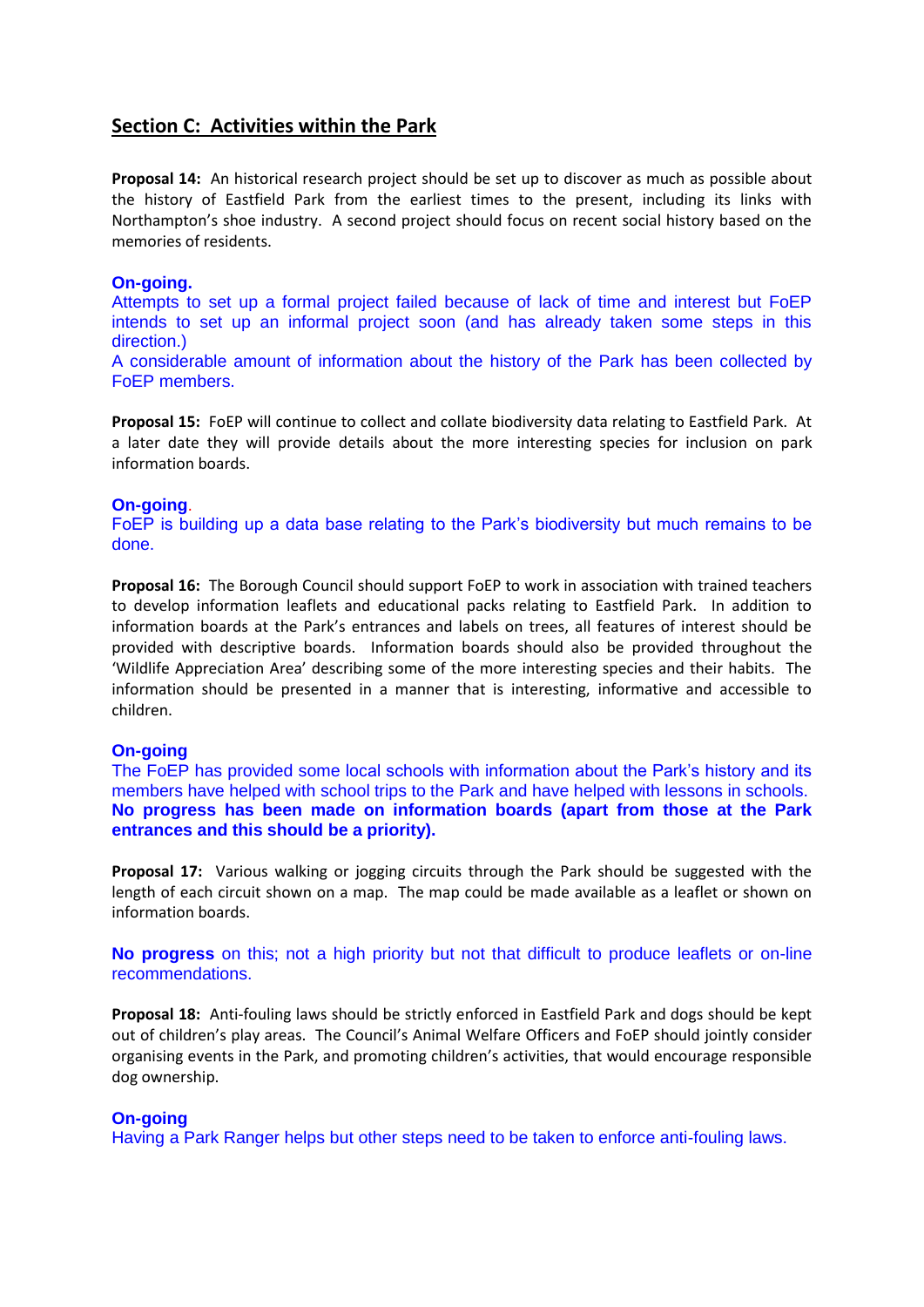## Section C: Activities within the Park

**Proposal 14:** An historical research project should be set up to discover as much as possible about the history of Eastfield Park from the earliest times to the present, including its links with Northampton's shoe industry. A second project should focus on recent social history based on the memories of residents.

**On-going.**
Attempts to set up a formal project failed because of lack of time and interest but FoEP intends to set up an informal project soon (and has already taken some steps in this direction.)
A considerable amount of information about the history of the Park has been collected by FoEP members.

**Proposal 15:** FoEP will continue to collect and collate biodiversity data relating to Eastfield Park. At a later date they will provide details about the more interesting species for inclusion on park information boards.

**On-going**.
FoEP is building up a data base relating to the Park's biodiversity but much remains to be done.

**Proposal 16:** The Borough Council should support FoEP to work in association with trained teachers to develop information leaflets and educational packs relating to Eastfield Park. In addition to information boards at the Park's entrances and labels on trees, all features of interest should be provided with descriptive boards. Information boards should also be provided throughout the 'Wildlife Appreciation Area' describing some of the more interesting species and their habits. The information should be presented in a manner that is interesting, informative and accessible to children.

**On-going**
The FoEP has provided some local schools with information about the Park's history and its members have helped with school trips to the Park and have helped with lessons in schools.
**No progress has been made on information boards (apart from those at the Park entrances and this should be a priority).**

**Proposal 17:** Various walking or jogging circuits through the Park should be suggested with the length of each circuit shown on a map. The map could be made available as a leaflet or shown on information boards.

**No progress** on this; not a high priority but not that difficult to produce leaflets or on-line recommendations.

**Proposal 18:** Anti-fouling laws should be strictly enforced in Eastfield Park and dogs should be kept out of children's play areas. The Council's Animal Welfare Officers and FoEP should jointly consider organising events in the Park, and promoting children's activities, that would encourage responsible dog ownership.

**On-going**
Having a Park Ranger helps but other steps need to be taken to enforce anti-fouling laws.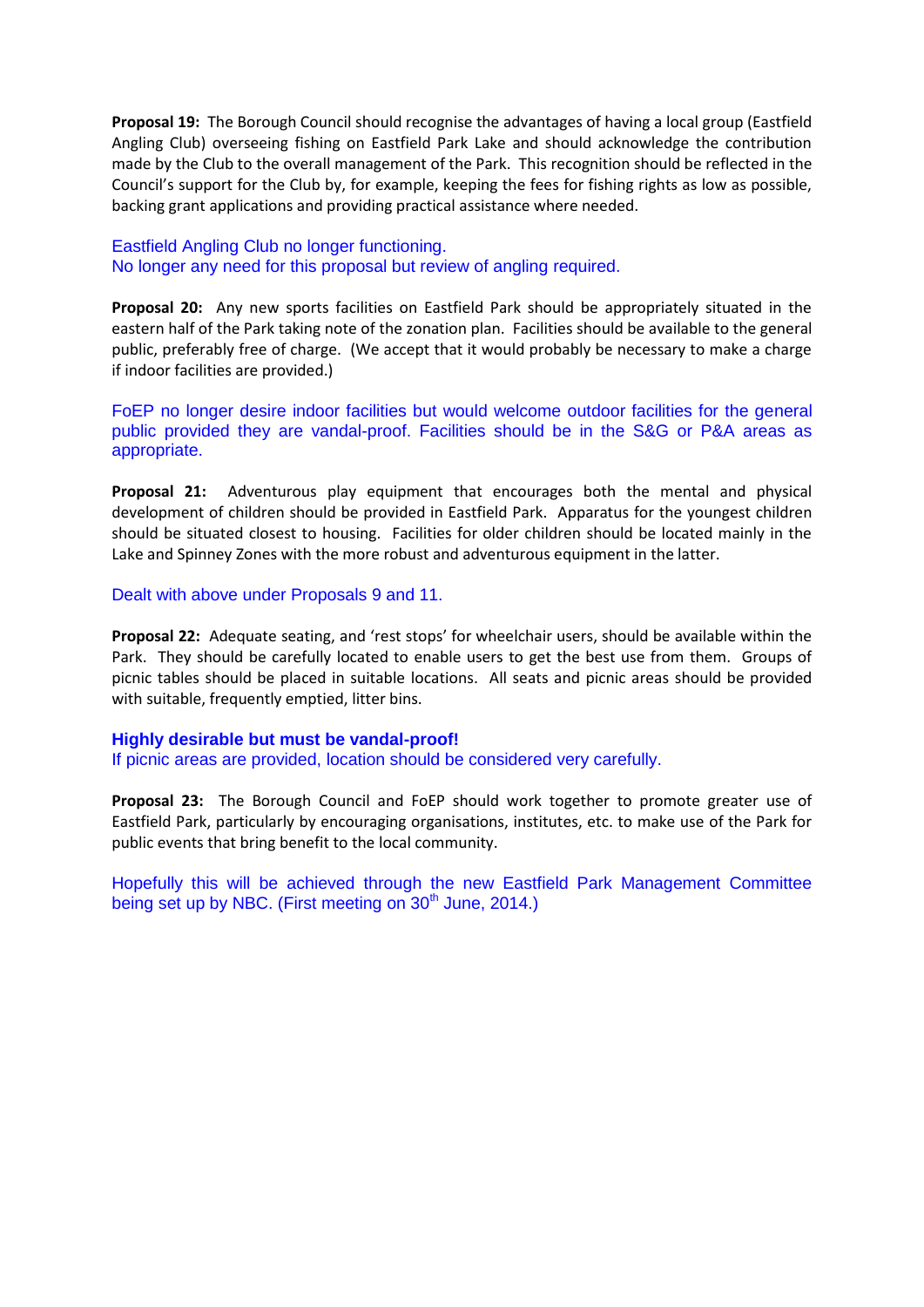**Proposal 19:** The Borough Council should recognise the advantages of having a local group (Eastfield Angling Club) overseeing fishing on Eastfield Park Lake and should acknowledge the contribution made by the Club to the overall management of the Park. This recognition should be reflected in the Council's support for the Club by, for example, keeping the fees for fishing rights as low as possible, backing grant applications and providing practical assistance where needed.

Eastfield Angling Club no longer functioning.
No longer any need for this proposal but review of angling required.

**Proposal 20:** Any new sports facilities on Eastfield Park should be appropriately situated in the eastern half of the Park taking note of the zonation plan. Facilities should be available to the general public, preferably free of charge. (We accept that it would probably be necessary to make a charge if indoor facilities are provided.)

FoEP no longer desire indoor facilities but would welcome outdoor facilities for the general public provided they are vandal-proof. Facilities should be in the S&G or P&A areas as appropriate.

**Proposal 21:** Adventurous play equipment that encourages both the mental and physical development of children should be provided in Eastfield Park. Apparatus for the youngest children should be situated closest to housing. Facilities for older children should be located mainly in the Lake and Spinney Zones with the more robust and adventurous equipment in the latter.

Dealt with above under Proposals 9 and 11.

**Proposal 22:** Adequate seating, and 'rest stops' for wheelchair users, should be available within the Park. They should be carefully located to enable users to get the best use from them. Groups of picnic tables should be placed in suitable locations. All seats and picnic areas should be provided with suitable, frequently emptied, litter bins.

**Highly desirable but must be vandal-proof!**
If picnic areas are provided, location should be considered very carefully.

**Proposal 23:** The Borough Council and FoEP should work together to promote greater use of Eastfield Park, particularly by encouraging organisations, institutes, etc. to make use of the Park for public events that bring benefit to the local community.

Hopefully this will be achieved through the new Eastfield Park Management Committee being set up by NBC. (First meeting on 30th June, 2014.)